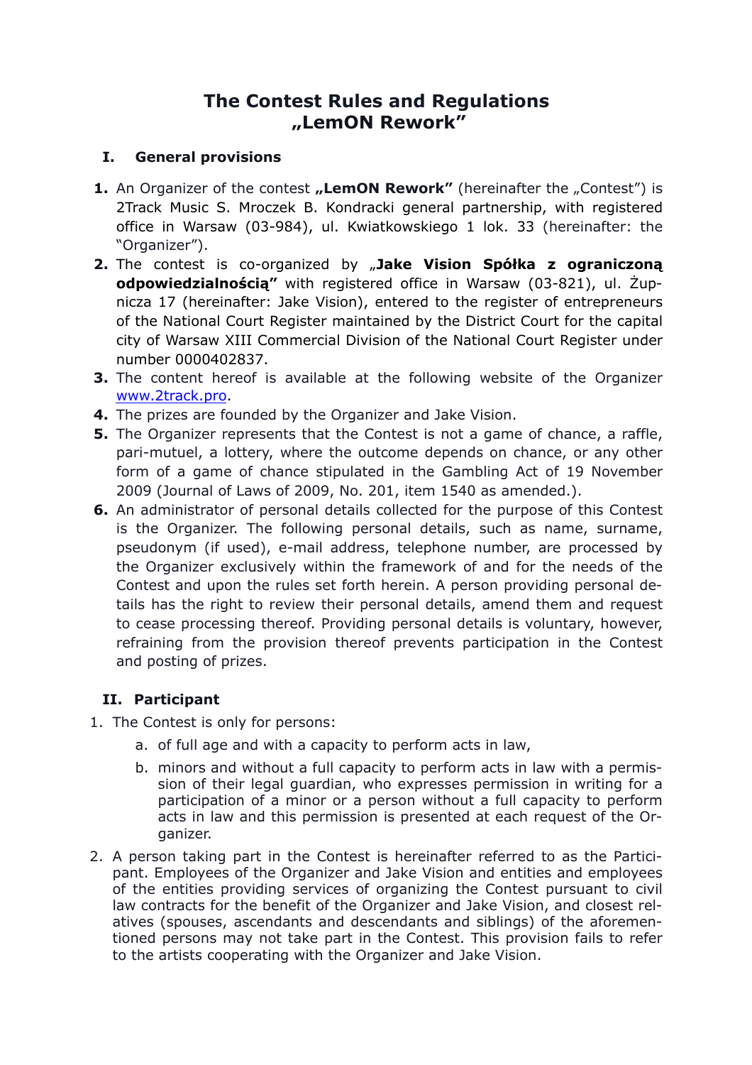# The Contest Rules and Regulations „LemON Rework"

## I. General provisions

1. An Organizer of the contest **„LemON Rework"** (hereinafter the „Contest") is 2Track Music S. Mroczek B. Kondracki general partnership, with registered office in Warsaw (03-984), ul. Kwiatkowskiego 1 lok. 33 (hereinafter: the "Organizer").
2. The contest is co-organized by „**Jake Vision Spółka z ograniczoną odpowiedzialnością"** with registered office in Warsaw (03-821), ul. Żupnicza 17 (hereinafter: Jake Vision), entered to the register of entrepreneurs of the National Court Register maintained by the District Court for the capital city of Warsaw XIII Commercial Division of the National Court Register under number 0000402837.
3. The content hereof is available at the following website of the Organizer www.2track.pro.
4. The prizes are founded by the Organizer and Jake Vision.
5. The Organizer represents that the Contest is not a game of chance, a raffle, pari-mutuel, a lottery, where the outcome depends on chance, or any other form of a game of chance stipulated in the Gambling Act of 19 November 2009 (Journal of Laws of 2009, No. 201, item 1540 as amended.).
6. An administrator of personal details collected for the purpose of this Contest is the Organizer. The following personal details, such as name, surname, pseudonym (if used), e-mail address, telephone number, are processed by the Organizer exclusively within the framework of and for the needs of the Contest and upon the rules set forth herein. A person providing personal details has the right to review their personal details, amend them and request to cease processing thereof. Providing personal details is voluntary, however, refraining from the provision thereof prevents participation in the Contest and posting of prizes.

## II. Participant

1. The Contest is only for persons:
   a. of full age and with a capacity to perform acts in law,
   b. minors and without a full capacity to perform acts in law with a permission of their legal guardian, who expresses permission in writing for a participation of a minor or a person without a full capacity to perform acts in law and this permission is presented at each request of the Organizer.
2. A person taking part in the Contest is hereinafter referred to as the Participant. Employees of the Organizer and Jake Vision and entities and employees of the entities providing services of organizing the Contest pursuant to civil law contracts for the benefit of the Organizer and Jake Vision, and closest relatives (spouses, ascendants and descendants and siblings) of the aforementioned persons may not take part in the Contest. This provision fails to refer to the artists cooperating with the Organizer and Jake Vision.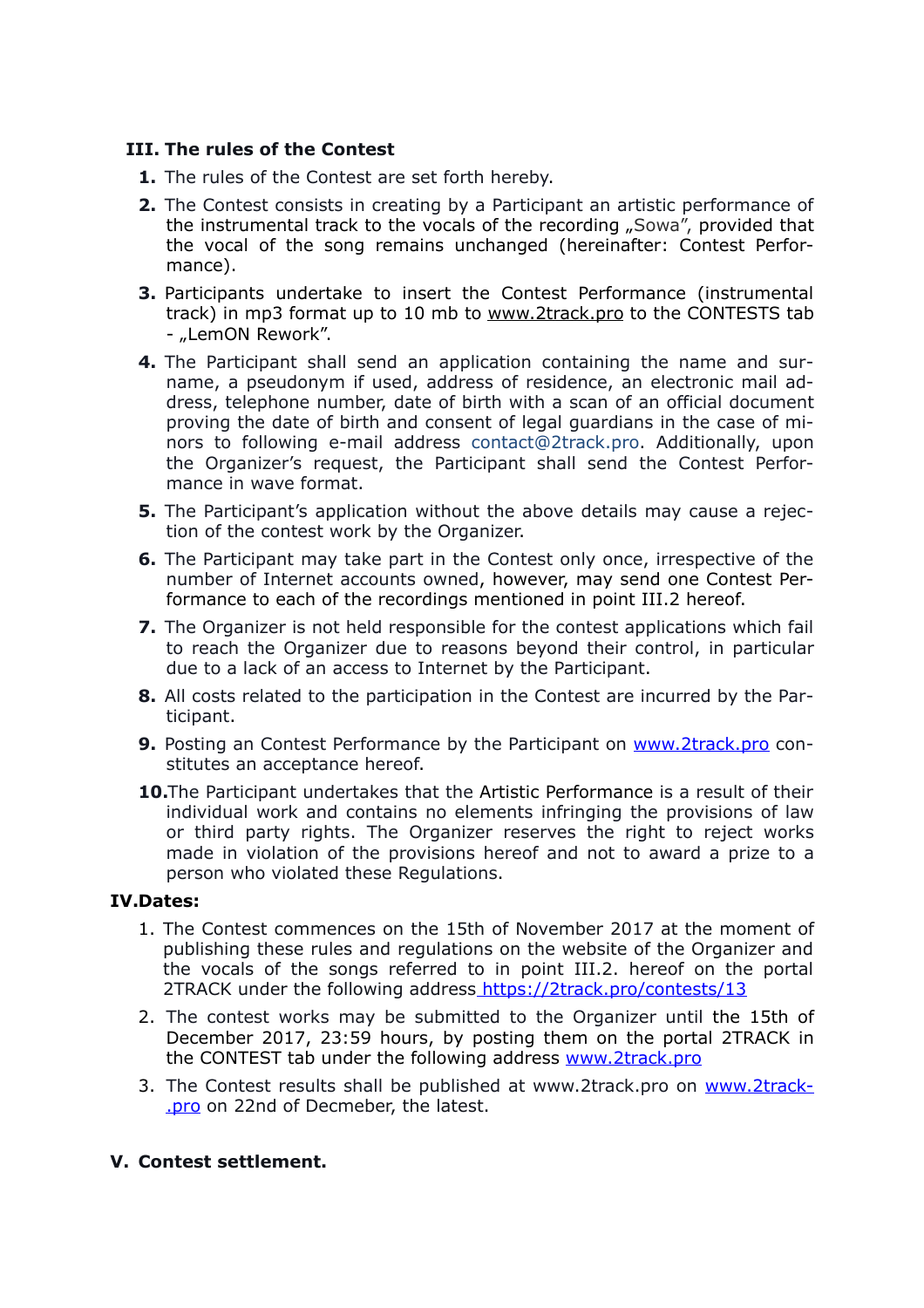## III. The rules of the Contest

1. The rules of the Contest are set forth hereby.
2. The Contest consists in creating by a Participant an artistic performance of the instrumental track to the vocals of the recording „Sowa", provided that the vocal of the song remains unchanged (hereinafter: Contest Performance).
3. Participants undertake to insert the Contest Performance (instrumental track) in mp3 format up to 10 mb to www.2track.pro to the CONTESTS tab - „LemON Rework".
4. The Participant shall send an application containing the name and surname, a pseudonym if used, address of residence, an electronic mail address, telephone number, date of birth with a scan of an official document proving the date of birth and consent of legal guardians in the case of minors to following e-mail address contact@2track.pro. Additionally, upon the Organizer's request, the Participant shall send the Contest Performance in wave format.
5. The Participant's application without the above details may cause a rejection of the contest work by the Organizer.
6. The Participant may take part in the Contest only once, irrespective of the number of Internet accounts owned, however, may send one Contest Performance to each of the recordings mentioned in point III.2 hereof.
7. The Organizer is not held responsible for the contest applications which fail to reach the Organizer due to reasons beyond their control, in particular due to a lack of an access to Internet by the Participant.
8. All costs related to the participation in the Contest are incurred by the Participant.
9. Posting an Contest Performance by the Participant on www.2track.pro constitutes an acceptance hereof.
10. The Participant undertakes that the Artistic Performance is a result of their individual work and contains no elements infringing the provisions of law or third party rights. The Organizer reserves the right to reject works made in violation of the provisions hereof and not to award a prize to a person who violated these Regulations.

## IV. Dates:

1. The Contest commences on the 15th of November 2017 at the moment of publishing these rules and regulations on the website of the Organizer and the vocals of the songs referred to in point III.2. hereof on the portal 2TRACK under the following address https://2track.pro/contests/13
2. The contest works may be submitted to the Organizer until the 15th of December 2017, 23:59 hours, by posting them on the portal 2TRACK in the CONTEST tab under the following address www.2track.pro
3. The Contest results shall be published at www.2track.pro on www.2track.pro on 22nd of Decmeber, the latest.

## V. Contest settlement.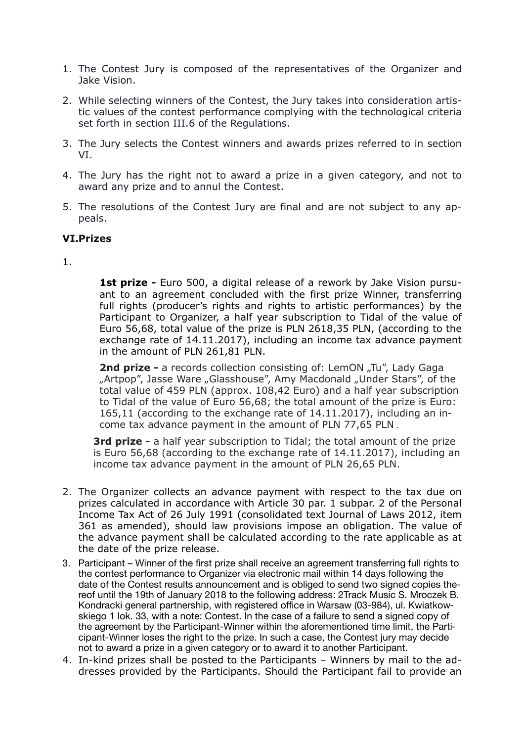1. The Contest Jury is composed of the representatives of the Organizer and Jake Vision.
2. While selecting winners of the Contest, the Jury takes into consideration artistic values of the contest performance complying with the technological criteria set forth in section III.6 of the Regulations.
3. The Jury selects the Contest winners and awards prizes referred to in section VI.
4. The Jury has the right not to award a prize in a given category, and not to award any prize and to annul the Contest.
5. The resolutions of the Contest Jury are final and are not subject to any appeals.

## VI.Prizes

1.

**1st prize -** Euro 500, a digital release of a rework by Jake Vision pursuant to an agreement concluded with the first prize Winner, transferring full rights (producer's rights and rights to artistic performances) by the Participant to Organizer, a half year subscription to Tidal of the value of Euro 56,68, total value of the prize is PLN 2618,35 PLN, (according to the exchange rate of 14.11.2017), including an income tax advance payment in the amount of PLN 261,81 PLN.

**2nd prize -** a records collection consisting of: LemON „Tu", Lady Gaga „Artpop", Jasse Ware „Glasshouse", Amy Macdonald „Under Stars", of the total value of 459 PLN (approx. 108,42 Euro) and a half year subscription to Tidal of the value of Euro 56,68; the total amount of the prize is Euro: 165,11 (according to the exchange rate of 14.11.2017), including an income tax advance payment in the amount of PLN 77,65 PLN.

**3rd prize -** a half year subscription to Tidal; the total amount of the prize is Euro 56,68 (according to the exchange rate of 14.11.2017), including an income tax advance payment in the amount of PLN 26,65 PLN.

2. The Organizer collects an advance payment with respect to the tax due on prizes calculated in accordance with Article 30 par. 1 subpar. 2 of the Personal Income Tax Act of 26 July 1991 (consolidated text Journal of Laws 2012, item 361 as amended), should law provisions impose an obligation. The value of the advance payment shall be calculated according to the rate applicable as at the date of the prize release.
3. Participant – Winner of the first prize shall receive an agreement transferring full rights to the contest performance to Organizer via electronic mail within 14 days following the date of the Contest results announcement and is obliged to send two signed copies thereof until the 19th of January 2018 to the following address: 2Track Music S. Mroczek B. Kondracki general partnership, with registered office in Warsaw (03-984), ul. Kwiatkowskiego 1 lok. 33, with a note: Contest. In the case of a failure to send a signed copy of the agreement by the Participant-Winner within the aforementioned time limit, the Participant-Winner loses the right to the prize. In such a case, the Contest jury may decide not to award a prize in a given category or to award it to another Participant.
4. In-kind prizes shall be posted to the Participants – Winners by mail to the addresses provided by the Participants. Should the Participant fail to provide an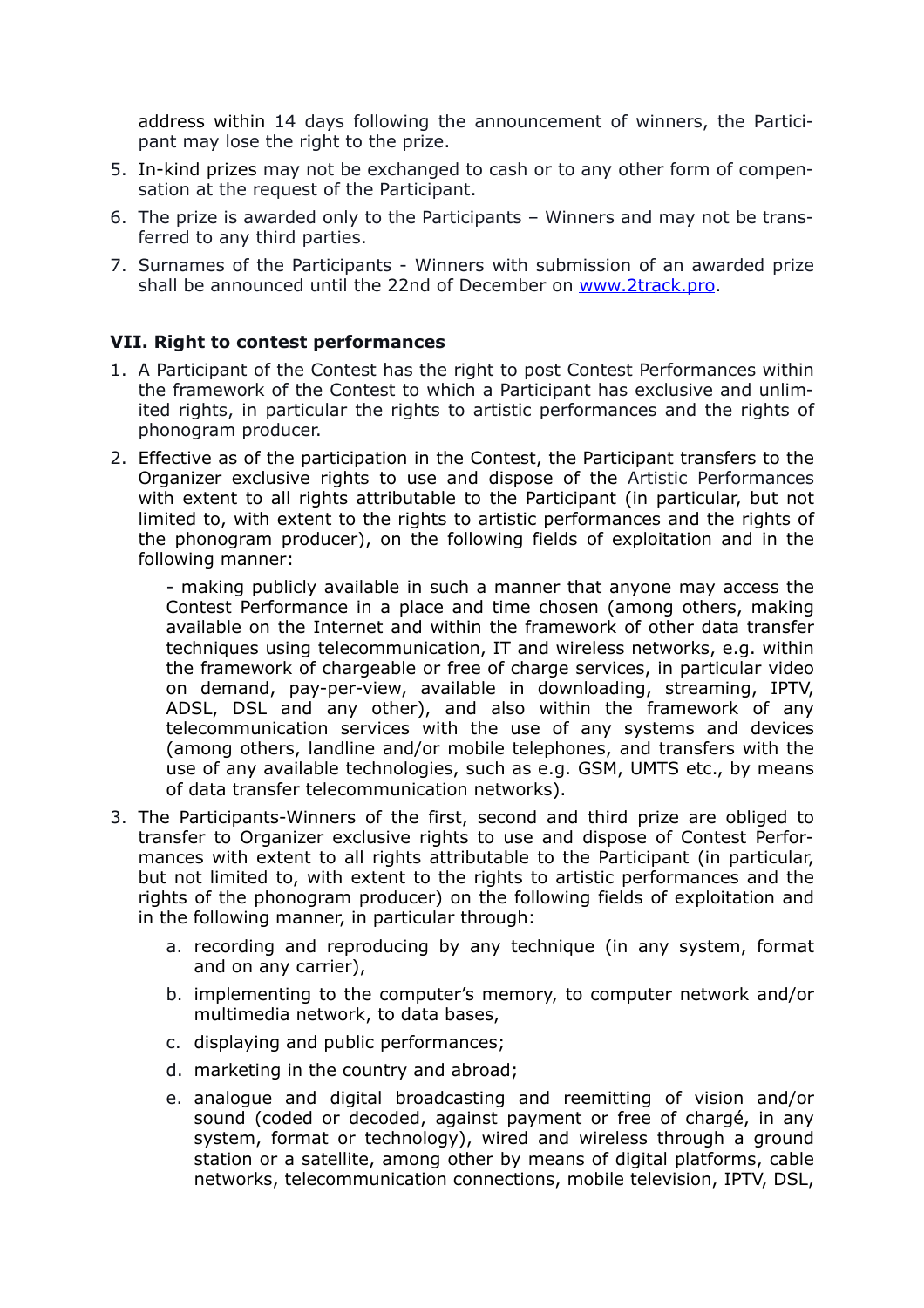address within 14 days following the announcement of winners, the Participant may lose the right to the prize.

5. In-kind prizes may not be exchanged to cash or to any other form of compensation at the request of the Participant.
6. The prize is awarded only to the Participants – Winners and may not be transferred to any third parties.
7. Surnames of the Participants - Winners with submission of an awarded prize shall be announced until the 22nd of December on [www.2track.pro](www.2track.pro).

### VII. Right to contest performances

1. A Participant of the Contest has the right to post Contest Performances within the framework of the Contest to which a Participant has exclusive and unlimited rights, in particular the rights to artistic performances and the rights of phonogram producer.
2. Effective as of the participation in the Contest, the Participant transfers to the Organizer exclusive rights to use and dispose of the Artistic Performances with extent to all rights attributable to the Participant (in particular, but not limited to, with extent to the rights to artistic performances and the rights of the phonogram producer), on the following fields of exploitation and in the following manner:

   - making publicly available in such a manner that anyone may access the Contest Performance in a place and time chosen (among others, making available on the Internet and within the framework of other data transfer techniques using telecommunication, IT and wireless networks, e.g. within the framework of chargeable or free of charge services, in particular video on demand, pay-per-view, available in downloading, streaming, IPTV, ADSL, DSL and any other), and also within the framework of any telecommunication services with the use of any systems and devices (among others, landline and/or mobile telephones, and transfers with the use of any available technologies, such as e.g. GSM, UMTS etc., by means of data transfer telecommunication networks).

3. The Participants-Winners of the first, second and third prize are obliged to transfer to Organizer exclusive rights to use and dispose of Contest Performances with extent to all rights attributable to the Participant (in particular, but not limited to, with extent to the rights to artistic performances and the rights of the phonogram producer) on the following fields of exploitation and in the following manner, in particular through:
   a. recording and reproducing by any technique (in any system, format and on any carrier),
   b. implementing to the computer's memory, to computer network and/or multimedia network, to data bases,
   c. displaying and public performances;
   d. marketing in the country and abroad;
   e. analogue and digital broadcasting and reemitting of vision and/or sound (coded or decoded, against payment or free of chargé, in any system, format or technology), wired and wireless through a ground station or a satellite, among other by means of digital platforms, cable networks, telecommunication connections, mobile television, IPTV, DSL,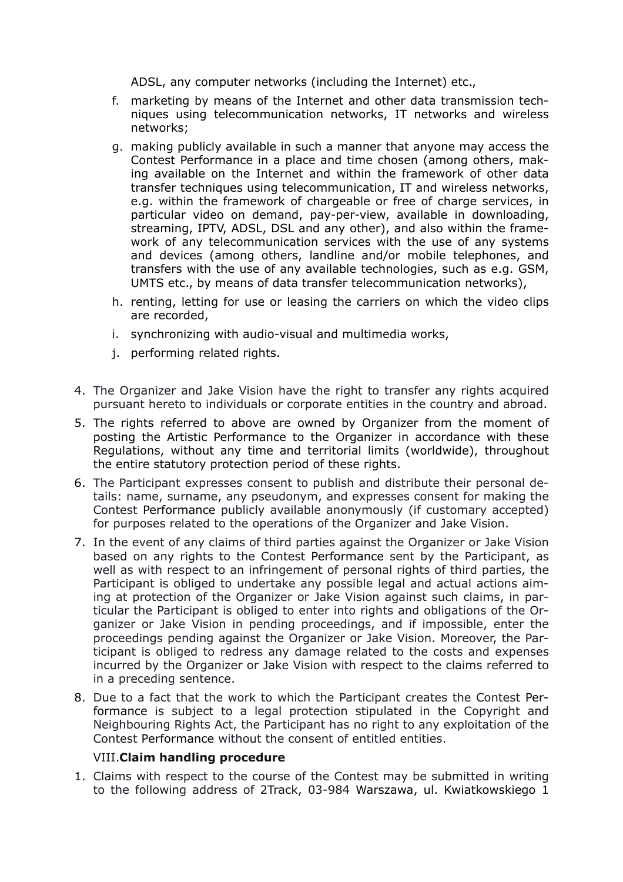ADSL, any computer networks (including the Internet) etc.,

f. marketing by means of the Internet and other data transmission techniques using telecommunication networks, IT networks and wireless networks;
g. making publicly available in such a manner that anyone may access the Contest Performance in a place and time chosen (among others, making available on the Internet and within the framework of other data transfer techniques using telecommunication, IT and wireless networks, e.g. within the framework of chargeable or free of charge services, in particular video on demand, pay-per-view, available in downloading, streaming, IPTV, ADSL, DSL and any other), and also within the framework of any telecommunication services with the use of any systems and devices (among others, landline and/or mobile telephones, and transfers with the use of any available technologies, such as e.g. GSM, UMTS etc., by means of data transfer telecommunication networks),
h. renting, letting for use or leasing the carriers on which the video clips are recorded,
i. synchronizing with audio-visual and multimedia works,
j. performing related rights.

4. The Organizer and Jake Vision have the right to transfer any rights acquired pursuant hereto to individuals or corporate entities in the country and abroad.
5. The rights referred to above are owned by Organizer from the moment of posting the Artistic Performance to the Organizer in accordance with these Regulations, without any time and territorial limits (worldwide), throughout the entire statutory protection period of these rights.
6. The Participant expresses consent to publish and distribute their personal details: name, surname, any pseudonym, and expresses consent for making the Contest Performance publicly available anonymously (if customary accepted) for purposes related to the operations of the Organizer and Jake Vision.
7. In the event of any claims of third parties against the Organizer or Jake Vision based on any rights to the Contest Performance sent by the Participant, as well as with respect to an infringement of personal rights of third parties, the Participant is obliged to undertake any possible legal and actual actions aiming at protection of the Organizer or Jake Vision against such claims, in particular the Participant is obliged to enter into rights and obligations of the Organizer or Jake Vision in pending proceedings, and if impossible, enter the proceedings pending against the Organizer or Jake Vision. Moreover, the Participant is obliged to redress any damage related to the costs and expenses incurred by the Organizer or Jake Vision with respect to the claims referred to in a preceding sentence.
8. Due to a fact that the work to which the Participant creates the Contest Performance is subject to a legal protection stipulated in the Copyright and Neighbouring Rights Act, the Participant has no right to any exploitation of the Contest Performance without the consent of entitled entities.

## VIII. **Claim handling procedure**

1. Claims with respect to the course of the Contest may be submitted in writing to the following address of 2Track, 03-984 Warszawa, ul. Kwiatkowskiego 1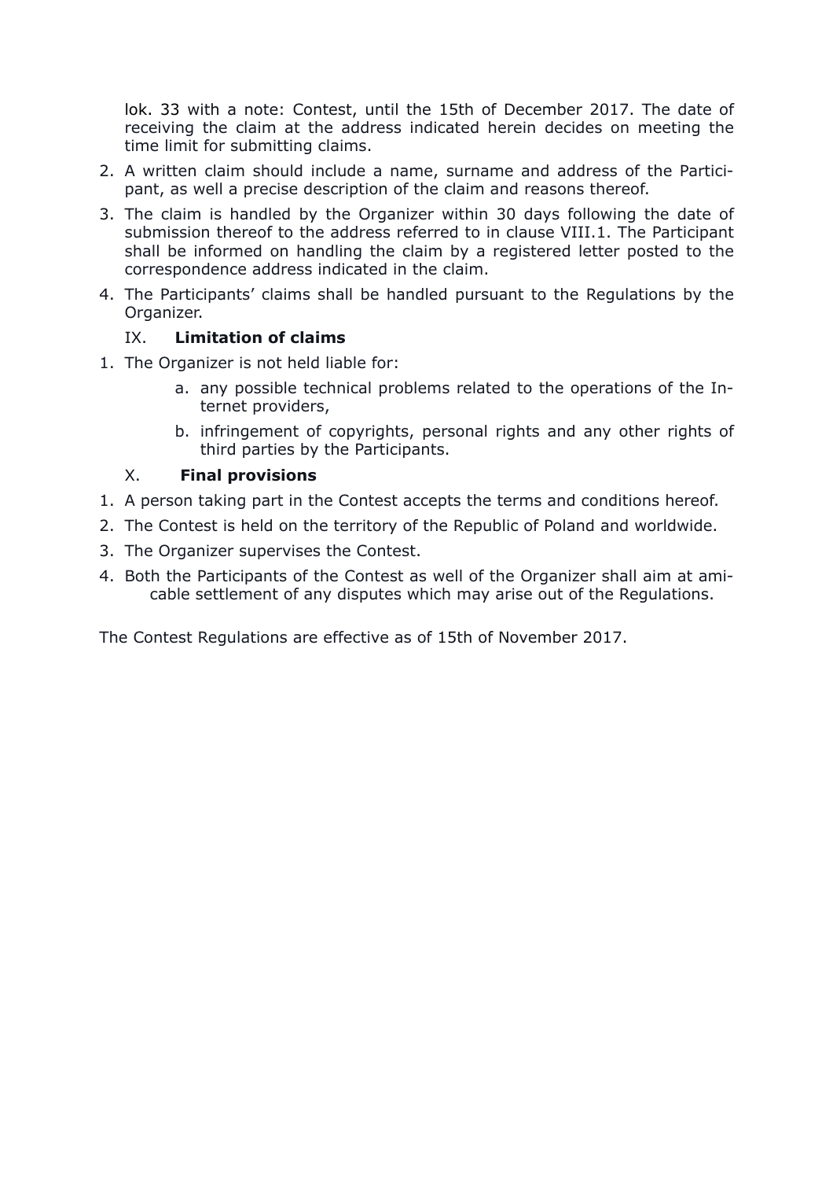lok. 33 with a note: Contest, until the 15th of December 2017. The date of receiving the claim at the address indicated herein decides on meeting the time limit for submitting claims.

2. A written claim should include a name, surname and address of the Participant, as well a precise description of the claim and reasons thereof.
3. The claim is handled by the Organizer within 30 days following the date of submission thereof to the address referred to in clause VIII.1. The Participant shall be informed on handling the claim by a registered letter posted to the correspondence address indicated in the claim.
4. The Participants' claims shall be handled pursuant to the Regulations by the Organizer.

## IX. Limitation of claims

1. The Organizer is not held liable for:
   a. any possible technical problems related to the operations of the Internet providers,
   b. infringement of copyrights, personal rights and any other rights of third parties by the Participants.

## X. Final provisions

1. A person taking part in the Contest accepts the terms and conditions hereof.
2. The Contest is held on the territory of the Republic of Poland and worldwide.
3. The Organizer supervises the Contest.
4. Both the Participants of the Contest as well of the Organizer shall aim at amicable settlement of any disputes which may arise out of the Regulations.

The Contest Regulations are effective as of 15th of November 2017.